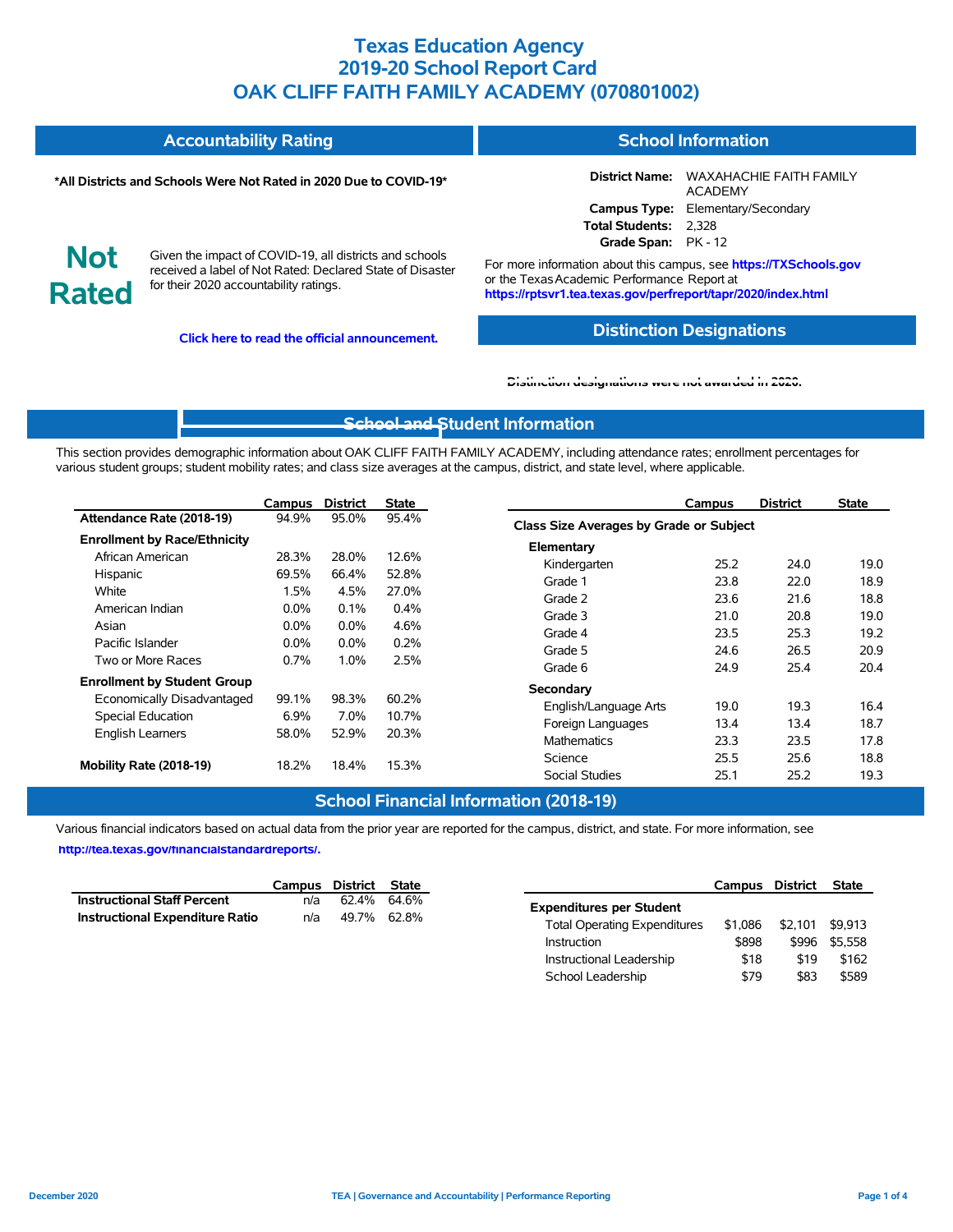# Texas Education Agency
# 2019-20 School Report Card
# OAK CLIFF FAITH FAMILY ACADEMY (070801002)

## Accountability Rating

**\*All Districts and Schools Were Not Rated in 2020 Due to COVID-19\***

**Not Rated**

Given the impact of COVID-19, all districts and schools received a label of Not Rated: Declared State of Disaster for their 2020 accountability ratings.

**Click here to read the official announcement.**

## School Information

**District Name:** WAXAHACHIE FAITH FAMILY ACADEMY
**Campus Type:** Elementary/Secondary
**Total Students:** 2,328
**Grade Span:** PK - 12

For more information about this campus, see **https://TXSchools.gov** or the Texas Academic Performance Report at **https://rptsvr1.tea.texas.gov/perfreport/tapr/2020/index.html**

## Distinction Designations

**Distinction designations were not awarded in 2020.**

## School and Student Information

This section provides demographic information about OAK CLIFF FAITH FAMILY ACADEMY, including attendance rates; enrollment percentages for various student groups; student mobility rates; and class size averages at the campus, district, and state level, where applicable.

| | Campus | District | State |
|---|---|---|---|
| **Attendance Rate (2018-19)** | 94.9% | 95.0% | 95.4% |
| **Enrollment by Race/Ethnicity** | | | |
| African American | 28.3% | 28.0% | 12.6% |
| Hispanic | 69.5% | 66.4% | 52.8% |
| White | 1.5% | 4.5% | 27.0% |
| American Indian | 0.0% | 0.1% | 0.4% |
| Asian | 0.0% | 0.0% | 4.6% |
| Pacific Islander | 0.0% | 0.0% | 0.2% |
| Two or More Races | 0.7% | 1.0% | 2.5% |
| **Enrollment by Student Group** | | | |
| Economically Disadvantaged | 99.1% | 98.3% | 60.2% |
| Special Education | 6.9% | 7.0% | 10.7% |
| English Learners | 58.0% | 52.9% | 20.3% |
| **Mobility Rate (2018-19)** | 18.2% | 18.4% | 15.3% |

| | Campus | District | State |
|---|---|---|---|
| **Class Size Averages by Grade or Subject** | | | |
| **Elementary** | | | |
| Kindergarten | 25.2 | 24.0 | 19.0 |
| Grade 1 | 23.8 | 22.0 | 18.9 |
| Grade 2 | 23.6 | 21.6 | 18.8 |
| Grade 3 | 21.0 | 20.8 | 19.0 |
| Grade 4 | 23.5 | 25.3 | 19.2 |
| Grade 5 | 24.6 | 26.5 | 20.9 |
| Grade 6 | 24.9 | 25.4 | 20.4 |
| **Secondary** | | | |
| English/Language Arts | 19.0 | 19.3 | 16.4 |
| Foreign Languages | 13.4 | 13.4 | 18.7 |
| Mathematics | 23.3 | 23.5 | 17.8 |
| Science | 25.5 | 25.6 | 18.8 |
| Social Studies | 25.1 | 25.2 | 19.3 |

## School Financial Information (2018-19)

Various financial indicators based on actual data from the prior year are reported for the campus, district, and state. For more information, see **http://tea.texas.gov/financialstandardreports/.**

| | Campus | District | State |
|---|---|---|---|
| **Instructional Staff Percent** | n/a | 62.4% | 64.6% |
| **Instructional Expenditure Ratio** | n/a | 49.7% | 62.8% |

| | Campus | District | State |
|---|---|---|---|
| **Expenditures per Student** | | | |
| Total Operating Expenditures | $1,086 | $2,101 | $9,913 |
| Instruction | $898 | $996 | $5,558 |
| Instructional Leadership | $18 | $19 | $162 |
| School Leadership | $79 | $83 | $589 |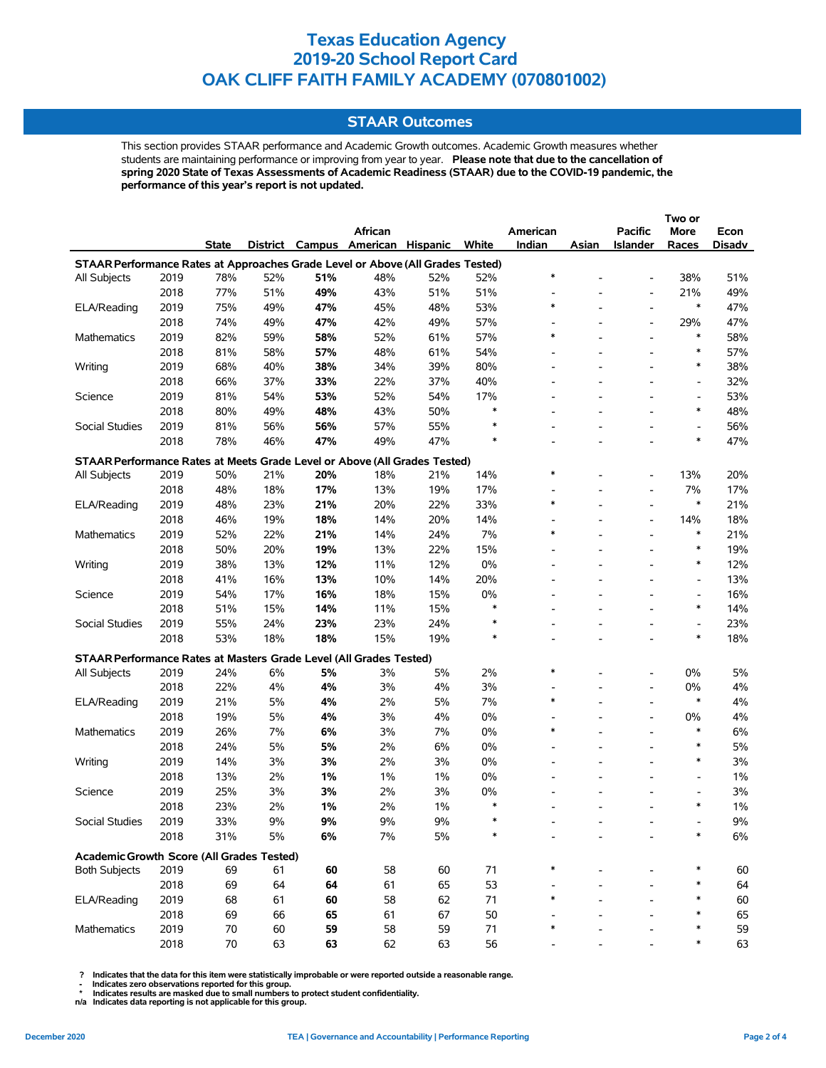# Texas Education Agency
# 2019-20 School Report Card
# OAK CLIFF FAITH FAMILY ACADEMY (070801002)

## STAAR Outcomes

This section provides STAAR performance and Academic Growth outcomes. Academic Growth measures whether students are maintaining performance or improving from year to year. **Please note that due to the cancellation of spring 2020 State of Texas Assessments of Academic Readiness (STAAR) due to the COVID-19 pandemic, the performance of this year's report is not updated.**

| | | State | District | Campus | African American | Hispanic | White | American Indian | Asian | Pacific Islander | Two or More Races | Econ Disadv |
|---|---|---|---|---|---|---|---|---|---|---|---|---|
| **STAAR Performance Rates at Approaches Grade Level or Above (All Grades Tested)** | | | | | | | | | | | | |
| All Subjects | 2019 | 78% | 52% | **51%** | 48% | 52% | 52% | * | - | - | 38% | 51% |
| | 2018 | 77% | 51% | **49%** | 43% | 51% | 51% | - | - | - | 21% | 49% |
| ELA/Reading | 2019 | 75% | 49% | **47%** | 45% | 48% | 53% | * | - | - | * | 47% |
| | 2018 | 74% | 49% | **47%** | 42% | 49% | 57% | - | - | - | 29% | 47% |
| Mathematics | 2019 | 82% | 59% | **58%** | 52% | 61% | 57% | * | - | - | * | 58% |
| | 2018 | 81% | 58% | **57%** | 48% | 61% | 54% | - | - | - | * | 57% |
| Writing | 2019 | 68% | 40% | **38%** | 34% | 39% | 80% | - | - | - | * | 38% |
| | 2018 | 66% | 37% | **33%** | 22% | 37% | 40% | - | - | - | - | 32% |
| Science | 2019 | 81% | 54% | **53%** | 52% | 54% | 17% | - | - | - | - | 53% |
| | 2018 | 80% | 49% | **48%** | 43% | 50% | * | - | - | - | * | 48% |
| Social Studies | 2019 | 81% | 56% | **56%** | 57% | 55% | * | - | - | - | - | 56% |
| | 2018 | 78% | 46% | **47%** | 49% | 47% | * | - | - | - | * | 47% |
| **STAAR Performance Rates at Meets Grade Level or Above (All Grades Tested)** | | | | | | | | | | | | |
| All Subjects | 2019 | 50% | 21% | **20%** | 18% | 21% | 14% | * | - | - | 13% | 20% |
| | 2018 | 48% | 18% | **17%** | 13% | 19% | 17% | - | - | - | 7% | 17% |
| ELA/Reading | 2019 | 48% | 23% | **21%** | 20% | 22% | 33% | * | - | - | * | 21% |
| | 2018 | 46% | 19% | **18%** | 14% | 20% | 14% | - | - | - | 14% | 18% |
| Mathematics | 2019 | 52% | 22% | **21%** | 14% | 24% | 7% | * | - | - | * | 21% |
| | 2018 | 50% | 20% | **19%** | 13% | 22% | 15% | - | - | - | * | 19% |
| Writing | 2019 | 38% | 13% | **12%** | 11% | 12% | 0% | - | - | - | * | 12% |
| | 2018 | 41% | 16% | **13%** | 10% | 14% | 20% | - | - | - | - | 13% |
| Science | 2019 | 54% | 17% | **16%** | 18% | 15% | 0% | - | - | - | - | 16% |
| | 2018 | 51% | 15% | **14%** | 11% | 15% | * | - | - | - | * | 14% |
| Social Studies | 2019 | 55% | 24% | **23%** | 23% | 24% | * | - | - | - | - | 23% |
| | 2018 | 53% | 18% | **18%** | 15% | 19% | * | - | - | - | * | 18% |
| **STAAR Performance Rates at Masters Grade Level (All Grades Tested)** | | | | | | | | | | | | |
| All Subjects | 2019 | 24% | 6% | **5%** | 3% | 5% | 2% | * | - | - | 0% | 5% |
| | 2018 | 22% | 4% | **4%** | 3% | 4% | 3% | - | - | - | 0% | 4% |
| ELA/Reading | 2019 | 21% | 5% | **4%** | 2% | 5% | 7% | * | - | - | * | 4% |
| | 2018 | 19% | 5% | **4%** | 3% | 4% | 0% | - | - | - | 0% | 4% |
| Mathematics | 2019 | 26% | 7% | **6%** | 3% | 7% | 0% | * | - | - | * | 6% |
| | 2018 | 24% | 5% | **5%** | 2% | 6% | 0% | - | - | - | * | 5% |
| Writing | 2019 | 14% | 3% | **3%** | 2% | 3% | 0% | - | - | - | * | 3% |
| | 2018 | 13% | 2% | **1%** | 1% | 1% | 0% | - | - | - | - | 1% |
| Science | 2019 | 25% | 3% | **3%** | 2% | 3% | 0% | - | - | - | - | 3% |
| | 2018 | 23% | 2% | **1%** | 2% | 1% | * | - | - | - | * | 1% |
| Social Studies | 2019 | 33% | 9% | **9%** | 9% | 9% | * | - | - | - | - | 9% |
| | 2018 | 31% | 5% | **6%** | 7% | 5% | * | - | - | - | * | 6% |
| **Academic Growth Score (All Grades Tested)** | | | | | | | | | | | | |
| Both Subjects | 2019 | 69 | 61 | **60** | 58 | 60 | 71 | * | - | - | * | 60 |
| | 2018 | 69 | 64 | **64** | 61 | 65 | 53 | - | - | - | * | 64 |
| ELA/Reading | 2019 | 68 | 61 | **60** | 58 | 62 | 71 | * | - | - | * | 60 |
| | 2018 | 69 | 66 | **65** | 61 | 67 | 50 | - | - | - | * | 65 |
| Mathematics | 2019 | 70 | 60 | **59** | 58 | 59 | 71 | * | - | - | * | 59 |
| | 2018 | 70 | 63 | **63** | 62 | 63 | 56 | - | - | - | * | 63 |

**?** Indicates that the data for this item were statistically improbable or were reported outside a reasonable range.
**-** Indicates zero observations reported for this group.
**\*** Indicates results are masked due to small numbers to protect student confidentiality.
**n/a** Indicates data reporting is not applicable for this group.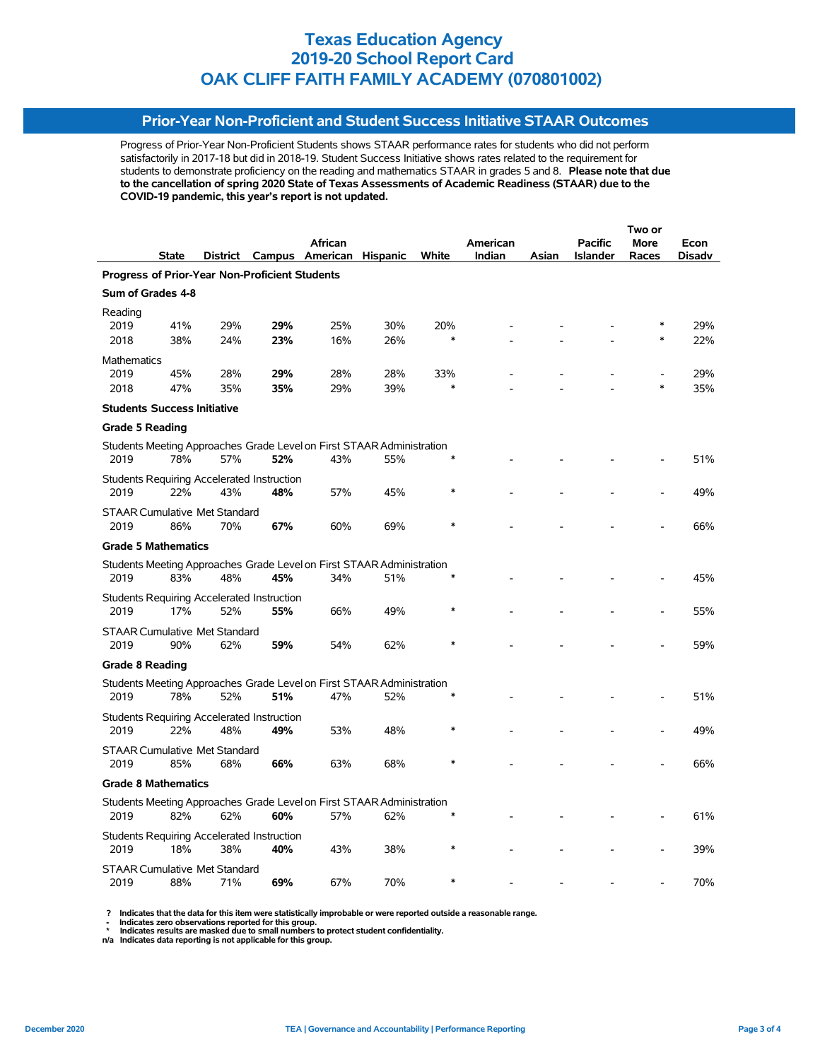# Texas Education Agency
# 2019-20 School Report Card
# OAK CLIFF FAITH FAMILY ACADEMY (070801002)

## Prior-Year Non-Proficient and Student Success Initiative STAAR Outcomes

Progress of Prior-Year Non-Proficient Students shows STAAR performance rates for students who did not perform satisfactorily in 2017-18 but did in 2018-19. Student Success Initiative shows rates related to the requirement for students to demonstrate proficiency on the reading and mathematics STAAR in grades 5 and 8. **Please note that due to the cancellation of spring 2020 State of Texas Assessments of Academic Readiness (STAAR) due to the COVID-19 pandemic, this year's report is not updated.**

| | State | District | Campus | African American | Hispanic | White | American Indian | Asian | Pacific Islander | Two or More Races | Econ Disadv |
|---|---|---|---|---|---|---|---|---|---|---|---|
| **Progress of Prior-Year Non-Proficient Students** | | | | | | | | | | | |
| **Sum of Grades 4-8** | | | | | | | | | | | |
| Reading | | | | | | | | | | | |
| 2019 | 41% | 29% | **29%** | 25% | 30% | 20% | - | - | - | * | 29% |
| 2018 | 38% | 24% | **23%** | 16% | 26% | * | - | - | - | * | 22% |
| Mathematics | | | | | | | | | | | |
| 2019 | 45% | 28% | **29%** | 28% | 28% | 33% | - | - | - | - | 29% |
| 2018 | 47% | 35% | **35%** | 29% | 39% | * | - | - | - | * | 35% |
| **Students Success Initiative** | | | | | | | | | | | |
| **Grade 5 Reading** | | | | | | | | | | | |
| Students Meeting Approaches Grade Level on First STAAR Administration | | | | | | | | | | | |
| 2019 | 78% | 57% | **52%** | 43% | 55% | * | - | - | - | - | 51% |
| Students Requiring Accelerated Instruction | | | | | | | | | | | |
| 2019 | 22% | 43% | **48%** | 57% | 45% | * | - | - | - | - | 49% |
| STAAR Cumulative Met Standard | | | | | | | | | | | |
| 2019 | 86% | 70% | **67%** | 60% | 69% | * | - | - | - | - | 66% |
| **Grade 5 Mathematics** | | | | | | | | | | | |
| Students Meeting Approaches Grade Level on First STAAR Administration | | | | | | | | | | | |
| 2019 | 83% | 48% | **45%** | 34% | 51% | * | - | - | - | - | 45% |
| Students Requiring Accelerated Instruction | | | | | | | | | | | |
| 2019 | 17% | 52% | **55%** | 66% | 49% | * | - | - | - | - | 55% |
| STAAR Cumulative Met Standard | | | | | | | | | | | |
| 2019 | 90% | 62% | **59%** | 54% | 62% | * | - | - | - | - | 59% |
| **Grade 8 Reading** | | | | | | | | | | | |
| Students Meeting Approaches Grade Level on First STAAR Administration | | | | | | | | | | | |
| 2019 | 78% | 52% | **51%** | 47% | 52% | * | - | - | - | - | 51% |
| Students Requiring Accelerated Instruction | | | | | | | | | | | |
| 2019 | 22% | 48% | **49%** | 53% | 48% | * | - | - | - | - | 49% |
| STAAR Cumulative Met Standard | | | | | | | | | | | |
| 2019 | 85% | 68% | **66%** | 63% | 68% | * | - | - | - | - | 66% |
| **Grade 8 Mathematics** | | | | | | | | | | | |
| Students Meeting Approaches Grade Level on First STAAR Administration | | | | | | | | | | | |
| 2019 | 82% | 62% | **60%** | 57% | 62% | * | - | - | - | - | 61% |
| Students Requiring Accelerated Instruction | | | | | | | | | | | |
| 2019 | 18% | 38% | **40%** | 43% | 38% | * | - | - | - | - | 39% |
| STAAR Cumulative Met Standard | | | | | | | | | | | |
| 2019 | 88% | 71% | **69%** | 67% | 70% | * | - | - | - | - | 70% |

**?** Indicates that the data for this item were statistically improbable or were reported outside a reasonable range.
**-** Indicates zero observations reported for this group.
**\*** Indicates results are masked due to small numbers to protect student confidentiality.
**n/a** Indicates data reporting is not applicable for this group.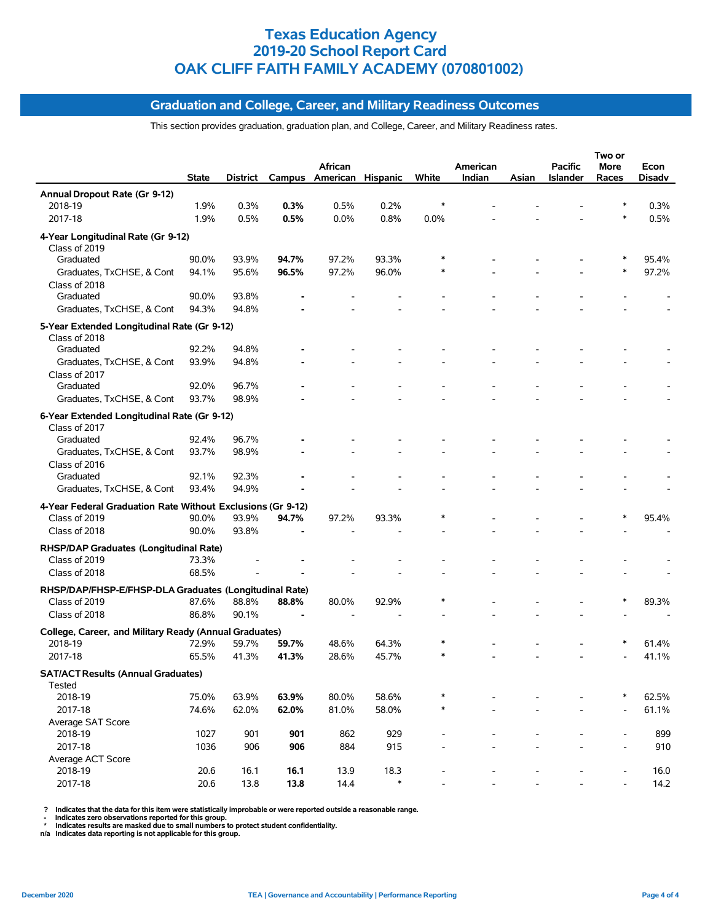# Texas Education Agency
# 2019-20 School Report Card
# OAK CLIFF FAITH FAMILY ACADEMY (070801002)

## Graduation and College, Career, and Military Readiness Outcomes

This section provides graduation, graduation plan, and College, Career, and Military Readiness rates.

| | State | District | Campus | African American | Hispanic | White | American Indian | Asian | Pacific Islander | Two or More Races | Econ Disadv |
|---|---|---|---|---|---|---|---|---|---|---|---|
| **Annual Dropout Rate (Gr 9-12)** | | | | | | | | | | | |
| 2018-19 | 1.9% | 0.3% | **0.3%** | 0.5% | 0.2% | * | - | - | - | * | 0.3% |
| 2017-18 | 1.9% | 0.5% | **0.5%** | 0.0% | 0.8% | 0.0% | - | - | - | * | 0.5% |
| **4-Year Longitudinal Rate (Gr 9-12)** | | | | | | | | | | | |
| Class of 2019 | | | | | | | | | | | |
| Graduated | 90.0% | 93.9% | **94.7%** | 97.2% | 93.3% | * | - | - | - | * | 95.4% |
| Graduates, TxCHSE, & Cont | 94.1% | 95.6% | **96.5%** | 97.2% | 96.0% | * | - | - | - | * | 97.2% |
| Class of 2018 | | | | | | | | | | | |
| Graduated | 90.0% | 93.8% | **-** | - | - | - | - | - | - | - | - |
| Graduates, TxCHSE, & Cont | 94.3% | 94.8% | **-** | - | - | - | - | - | - | - | - |
| **5-Year Extended Longitudinal Rate (Gr 9-12)** | | | | | | | | | | | |
| Class of 2018 | | | | | | | | | | | |
| Graduated | 92.2% | 94.8% | **-** | - | - | - | - | - | - | - | - |
| Graduates, TxCHSE, & Cont | 93.9% | 94.8% | **-** | - | - | - | - | - | - | - | - |
| Class of 2017 | | | | | | | | | | | |
| Graduated | 92.0% | 96.7% | **-** | - | - | - | - | - | - | - | - |
| Graduates, TxCHSE, & Cont | 93.7% | 98.9% | **-** | - | - | - | - | - | - | - | - |
| **6-Year Extended Longitudinal Rate (Gr 9-12)** | | | | | | | | | | | |
| Class of 2017 | | | | | | | | | | | |
| Graduated | 92.4% | 96.7% | **-** | - | - | - | - | - | - | - | - |
| Graduates, TxCHSE, & Cont | 93.7% | 98.9% | **-** | - | - | - | - | - | - | - | - |
| Class of 2016 | | | | | | | | | | | |
| Graduated | 92.1% | 92.3% | **-** | - | - | - | - | - | - | - | - |
| Graduates, TxCHSE, & Cont | 93.4% | 94.9% | **-** | - | - | - | - | - | - | - | - |
| **4-Year Federal Graduation Rate Without Exclusions (Gr 9-12)** | | | | | | | | | | | |
| Class of 2019 | 90.0% | 93.9% | **94.7%** | 97.2% | 93.3% | * | - | - | - | * | 95.4% |
| Class of 2018 | 90.0% | 93.8% | **-** | - | - | - | - | - | - | - | - |
| **RHSP/DAP Graduates (Longitudinal Rate)** | | | | | | | | | | | |
| Class of 2019 | 73.3% | - | **-** | - | - | - | - | - | - | - | - |
| Class of 2018 | 68.5% | - | **-** | - | - | - | - | - | - | - | - |
| **RHSP/DAP/FHSP-E/FHSP-DLA Graduates (Longitudinal Rate)** | | | | | | | | | | | |
| Class of 2019 | 87.6% | 88.8% | **88.8%** | 80.0% | 92.9% | * | - | - | - | * | 89.3% |
| Class of 2018 | 86.8% | 90.1% | **-** | - | - | - | - | - | - | - | - |
| **College, Career, and Military Ready (Annual Graduates)** | | | | | | | | | | | |
| 2018-19 | 72.9% | 59.7% | **59.7%** | 48.6% | 64.3% | * | - | - | - | * | 61.4% |
| 2017-18 | 65.5% | 41.3% | **41.3%** | 28.6% | 45.7% | * | - | - | - | - | 41.1% |
| **SAT/ACT Results (Annual Graduates)** | | | | | | | | | | | |
| Tested | | | | | | | | | | | |
| 2018-19 | 75.0% | 63.9% | **63.9%** | 80.0% | 58.6% | * | - | - | - | * | 62.5% |
| 2017-18 | 74.6% | 62.0% | **62.0%** | 81.0% | 58.0% | * | - | - | - | - | 61.1% |
| Average SAT Score | | | | | | | | | | | |
| 2018-19 | 1027 | 901 | **901** | 862 | 929 | - | - | - | - | - | 899 |
| 2017-18 | 1036 | 906 | **906** | 884 | 915 | - | - | - | - | - | 910 |
| Average ACT Score | | | | | | | | | | | |
| 2018-19 | 20.6 | 16.1 | **16.1** | 13.9 | 18.3 | - | - | - | - | - | 16.0 |
| 2017-18 | 20.6 | 13.8 | **13.8** | 14.4 | * | - | - | - | - | - | 14.2 |

? Indicates that the data for this item were statistically improbable or were reported outside a reasonable range.
- Indicates zero observations reported for this group.
* Indicates results are masked due to small numbers to protect student confidentiality.
n/a Indicates data reporting is not applicable for this group.